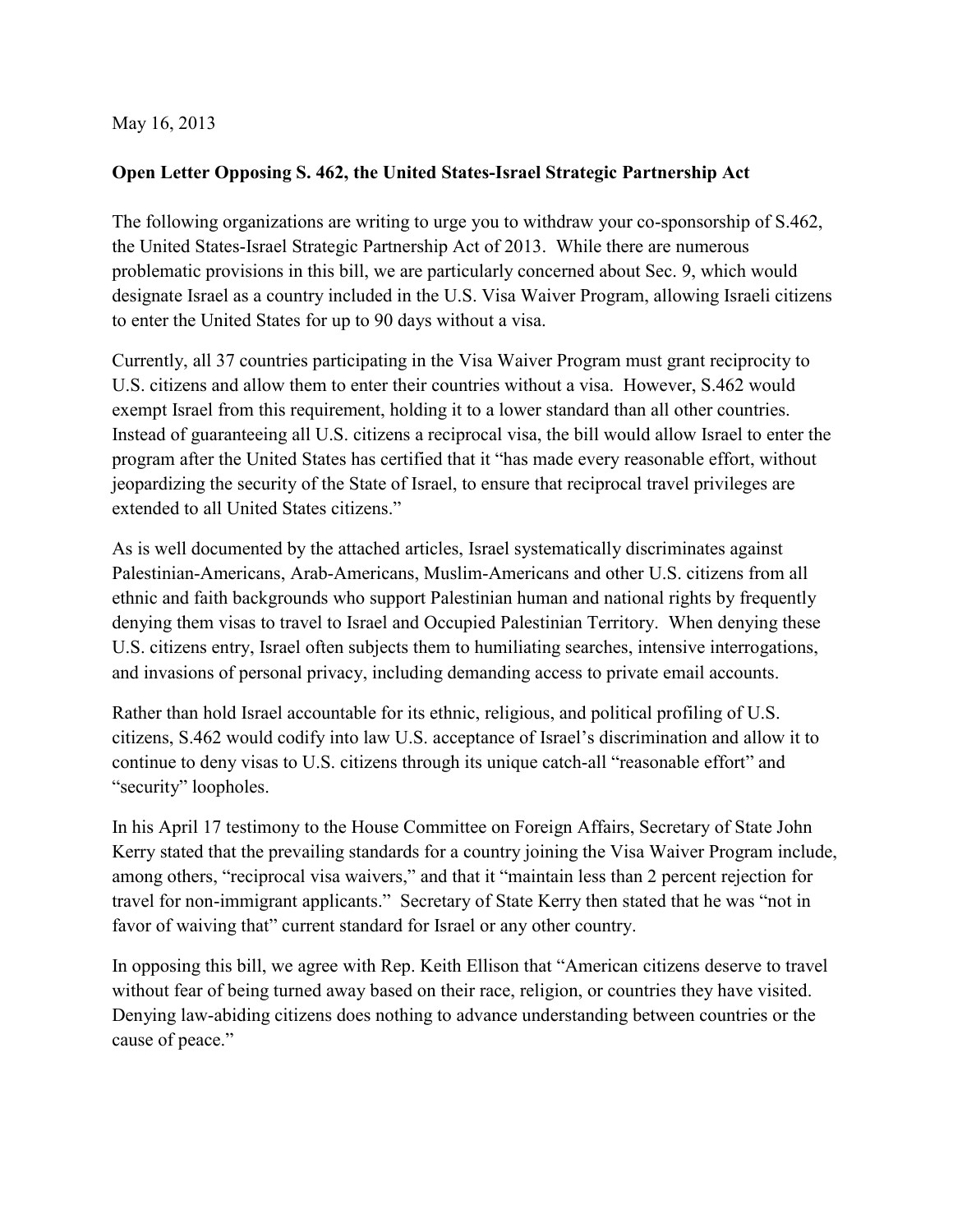May 16, 2013

**Open Letter Opposing S. 462, the United States-Israel Strategic Partnership Act**

The following organizations are writing to urge you to withdraw your co-sponsorship of S.462, the United States-Israel Strategic Partnership Act of 2013. While there are numerous problematic provisions in this bill, we are particularly concerned about Sec. 9, which would designate Israel as a country included in the U.S. Visa Waiver Program, allowing Israeli citizens to enter the United States for up to 90 days without a visa.

Currently, all 37 countries participating in the Visa Waiver Program must grant reciprocity to U.S. citizens and allow them to enter their countries without a visa. However, S.462 would exempt Israel from this requirement, holding it to a lower standard than all other countries. Instead of guaranteeing all U.S. citizens a reciprocal visa, the bill would allow Israel to enter the program after the United States has certified that it "has made every reasonable effort, without jeopardizing the security of the State of Israel, to ensure that reciprocal travel privileges are extended to all United States citizens."

As is well documented by the attached articles, Israel systematically discriminates against Palestinian-Americans, Arab-Americans, Muslim-Americans and other U.S. citizens from all ethnic and faith backgrounds who support Palestinian human and national rights by frequently denying them visas to travel to Israel and Occupied Palestinian Territory. When denying these U.S. citizens entry, Israel often subjects them to humiliating searches, intensive interrogations, and invasions of personal privacy, including demanding access to private email accounts.

Rather than hold Israel accountable for its ethnic, religious, and political profiling of U.S. citizens, S.462 would codify into law U.S. acceptance of Israel's discrimination and allow it to continue to deny visas to U.S. citizens through its unique catch-all "reasonable effort" and "security" loopholes.

In his April 17 testimony to the House Committee on Foreign Affairs, Secretary of State John Kerry stated that the prevailing standards for a country joining the Visa Waiver Program include, among others, "reciprocal visa waivers," and that it "maintain less than 2 percent rejection for travel for non-immigrant applicants." Secretary of State Kerry then stated that he was "not in favor of waiving that" current standard for Israel or any other country.

In opposing this bill, we agree with Rep. Keith Ellison that "American citizens deserve to travel without fear of being turned away based on their race, religion, or countries they have visited. Denying law-abiding citizens does nothing to advance understanding between countries or the cause of peace."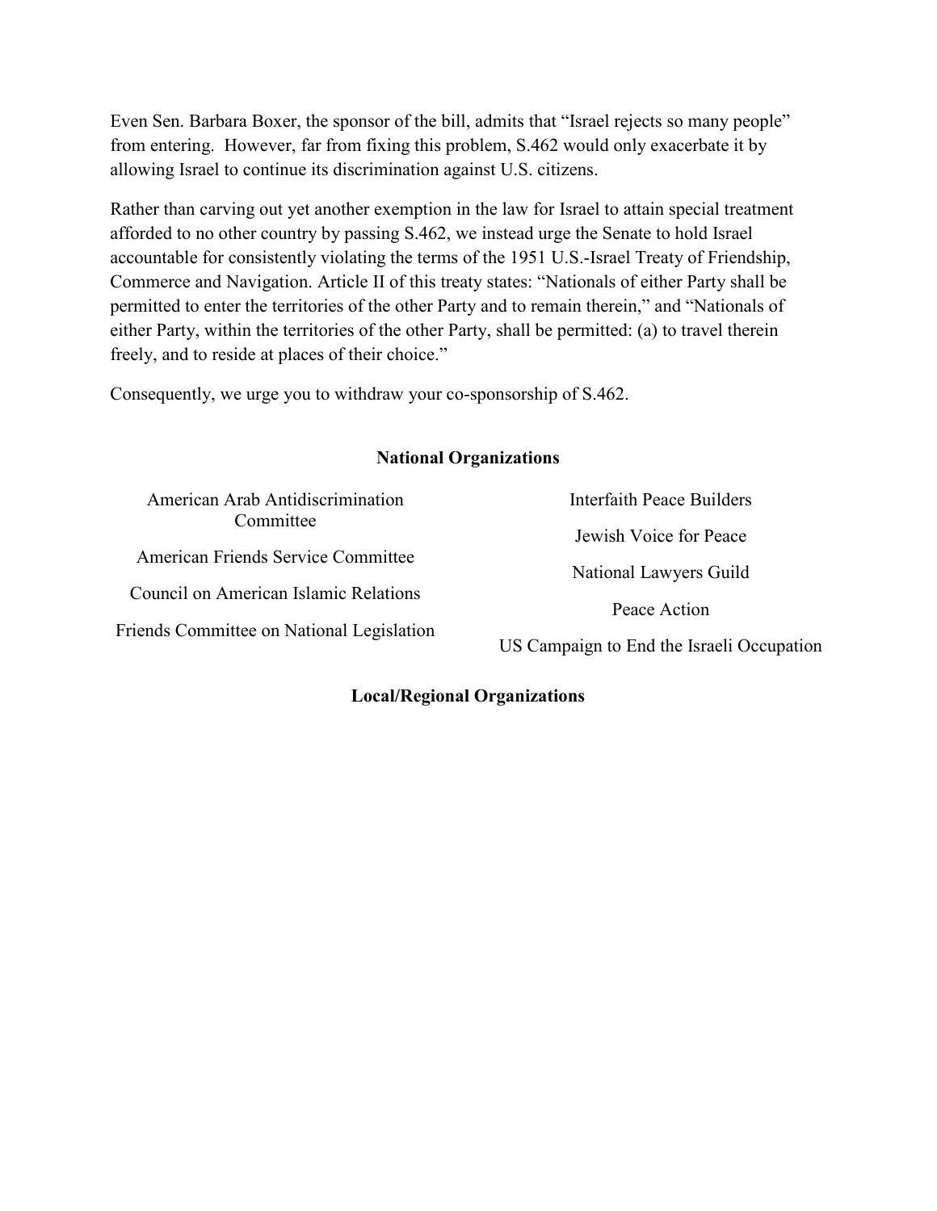Even Sen. Barbara Boxer, the sponsor of the bill, admits that "Israel rejects so many people" from entering. However, far from fixing this problem, S.462 would only exacerbate it by allowing Israel to continue its discrimination against U.S. citizens.

Rather than carving out yet another exemption in the law for Israel to attain special treatment afforded to no other country by passing S.462, we instead urge the Senate to hold Israel accountable for consistently violating the terms of the 1951 U.S.-Israel Treaty of Friendship, Commerce and Navigation. Article II of this treaty states: "Nationals of either Party shall be permitted to enter the territories of the other Party and to remain therein," and "Nationals of either Party, within the territories of the other Party, shall be permitted: (a) to travel therein freely, and to reside at places of their choice."

Consequently, we urge you to withdraw your co-sponsorship of S.462.

**National Organizations**

American Arab Antidiscrimination Committee

American Friends Service Committee

Council on American Islamic Relations

Friends Committee on National Legislation

Interfaith Peace Builders

Jewish Voice for Peace

National Lawyers Guild

Peace Action

US Campaign to End the Israeli Occupation

**Local/Regional Organizations**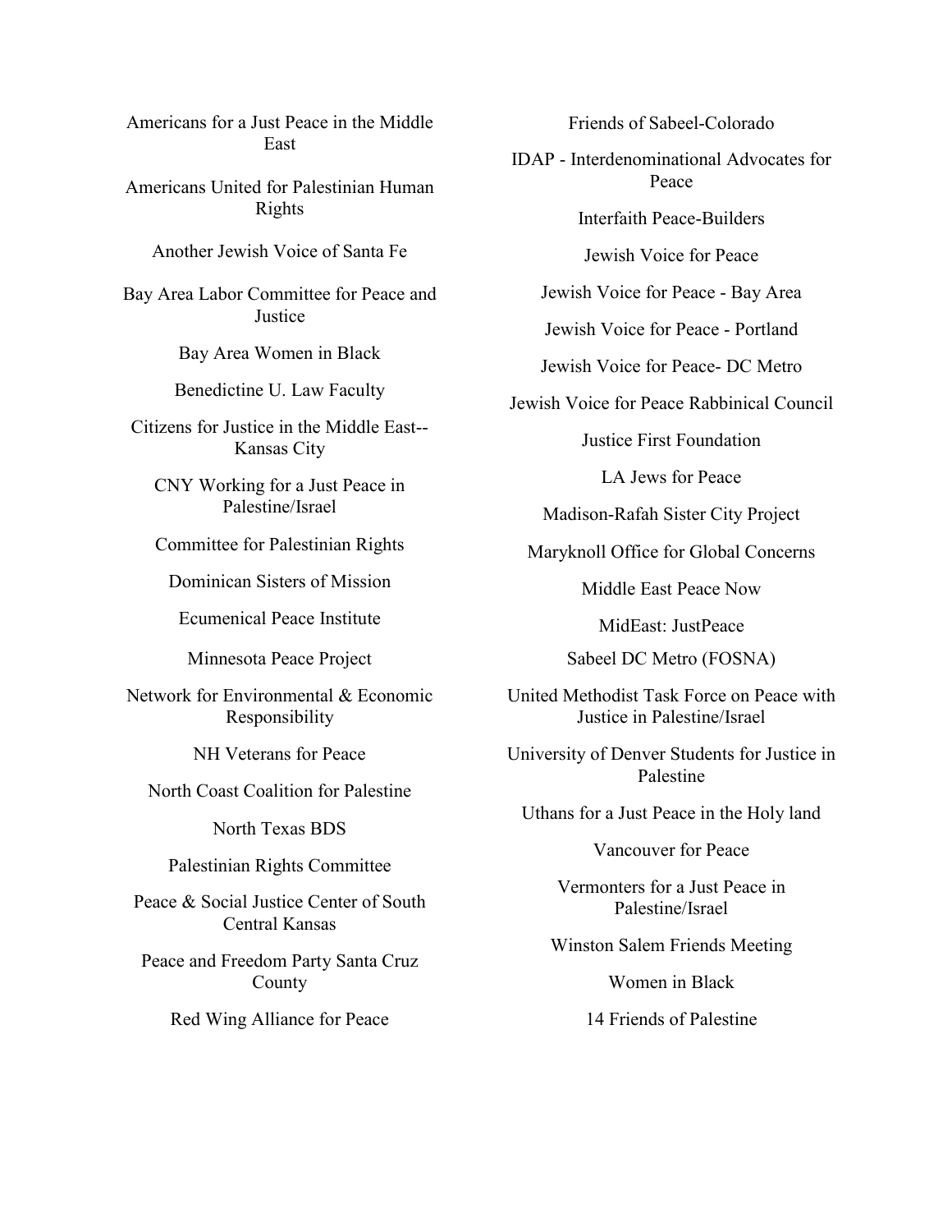Americans for a Just Peace in the Middle East

Americans United for Palestinian Human Rights

Another Jewish Voice of Santa Fe

Bay Area Labor Committee for Peace and Justice

Bay Area Women in Black

Benedictine U. Law Faculty

Citizens for Justice in the Middle East--Kansas City

CNY Working for a Just Peace in Palestine/Israel

Committee for Palestinian Rights

Dominican Sisters of Mission

Ecumenical Peace Institute

Minnesota Peace Project

Network for Environmental & Economic Responsibility

NH Veterans for Peace

North Coast Coalition for Palestine

North Texas BDS

Palestinian Rights Committee

Peace & Social Justice Center of South Central Kansas

Peace and Freedom Party Santa Cruz County

Red Wing Alliance for Peace

Friends of Sabeel-Colorado

IDAP - Interdenominational Advocates for Peace

Interfaith Peace-Builders

Jewish Voice for Peace

Jewish Voice for Peace - Bay Area

Jewish Voice for Peace - Portland

Jewish Voice for Peace- DC Metro

Jewish Voice for Peace Rabbinical Council

Justice First Foundation

LA Jews for Peace

Madison-Rafah Sister City Project

Maryknoll Office for Global Concerns

Middle East Peace Now

MidEast: JustPeace

Sabeel DC Metro (FOSNA)

United Methodist Task Force on Peace with Justice in Palestine/Israel

University of Denver Students for Justice in Palestine

Uthans for a Just Peace in the Holy land

Vancouver for Peace

Vermonters for a Just Peace in Palestine/Israel

Winston Salem Friends Meeting

Women in Black

14 Friends of Palestine